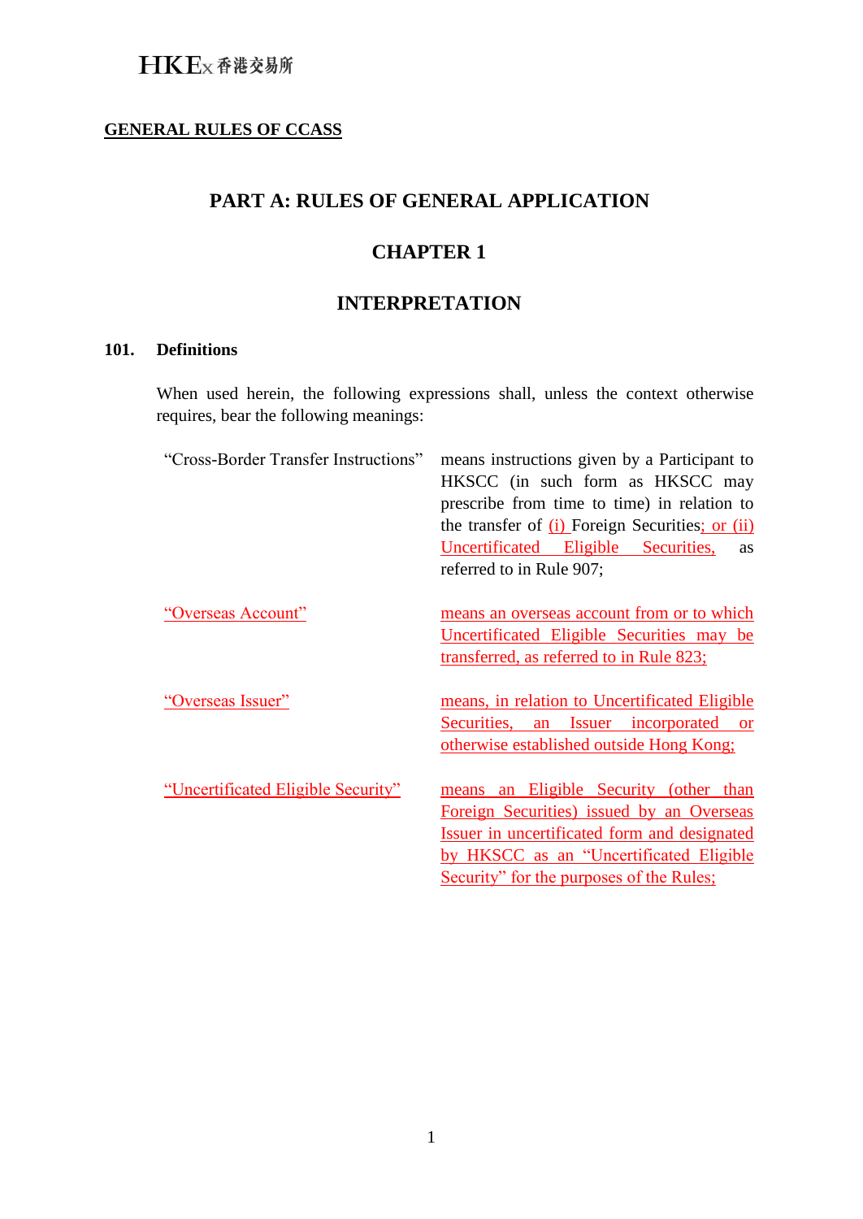**GENERAL RULES OF CCASS**

# PART A: RULES OF GENERAL APPLICATION

## CHAPTER 1

## INTERPRETATION

### 101. Definitions

When used herein, the following expressions shall, unless the context otherwise requires, bear the following meanings:

| | |
|---|---|
| "Cross-Border Transfer Instructions" | means instructions given by a Participant to HKSCC (in such form as HKSCC may prescribe from time to time) in relation to the transfer of (i) Foreign Securities; or (ii) Uncertificated Eligible Securities, as referred to in Rule 907; |
| "Overseas Account" | means an overseas account from or to which Uncertificated Eligible Securities may be transferred, as referred to in Rule 823; |
| "Overseas Issuer" | means, in relation to Uncertificated Eligible Securities, an Issuer incorporated or otherwise established outside Hong Kong; |
| "Uncertificated Eligible Security" | means an Eligible Security (other than Foreign Securities) issued by an Overseas Issuer in uncertificated form and designated by HKSCC as an "Uncertificated Eligible Security" for the purposes of the Rules; |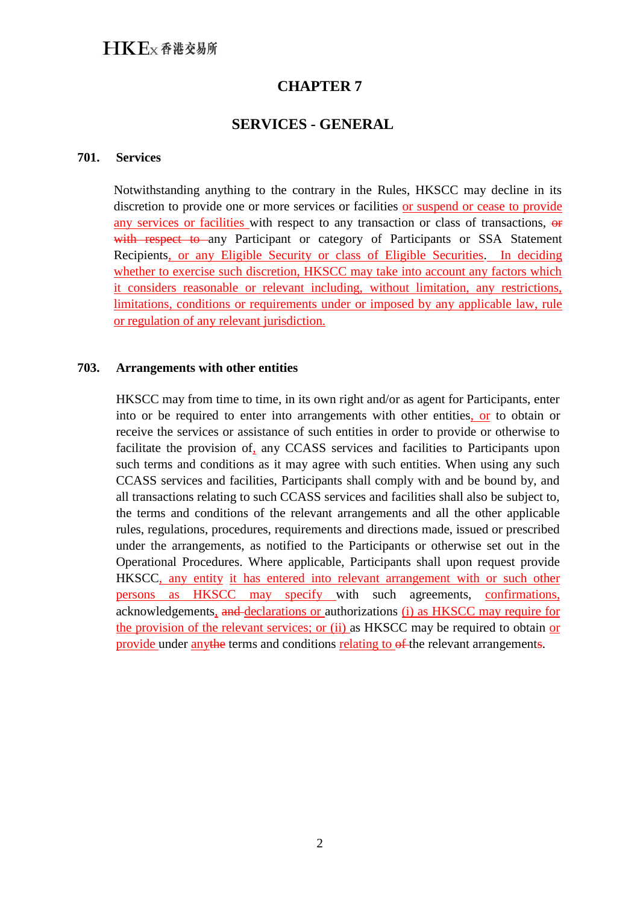# CHAPTER 7

## SERVICES - GENERAL

### 701. Services

Notwithstanding anything to the contrary in the Rules, HKSCC may decline in its discretion to provide one or more services or facilities or suspend or cease to provide any services or facilities with respect to any transaction or class of transactions, ~~or with respect to~~ any Participant or category of Participants or SSA Statement Recipients, or any Eligible Security or class of Eligible Securities. In deciding whether to exercise such discretion, HKSCC may take into account any factors which it considers reasonable or relevant including, without limitation, any restrictions, limitations, conditions or requirements under or imposed by any applicable law, rule or regulation of any relevant jurisdiction.

### 703. Arrangements with other entities

HKSCC may from time to time, in its own right and/or as agent for Participants, enter into or be required to enter into arrangements with other entities, or to obtain or receive the services or assistance of such entities in order to provide or otherwise to facilitate the provision of, any CCASS services and facilities to Participants upon such terms and conditions as it may agree with such entities. When using any such CCASS services and facilities, Participants shall comply with and be bound by, and all transactions relating to such CCASS services and facilities shall also be subject to, the terms and conditions of the relevant arrangements and all the other applicable rules, regulations, procedures, requirements and directions made, issued or prescribed under the arrangements, as notified to the Participants or otherwise set out in the Operational Procedures. Where applicable, Participants shall upon request provide HKSCC, any entity it has entered into relevant arrangement with or such other persons as HKSCC may specify with such agreements, confirmations, acknowledgements, ~~and~~ declarations or authorizations (i) as HKSCC may require for the provision of the relevant services; or (ii) as HKSCC may be required to obtain or provide under any~~the~~ terms and conditions relating to ~~of~~ the relevant arrangement~~s~~.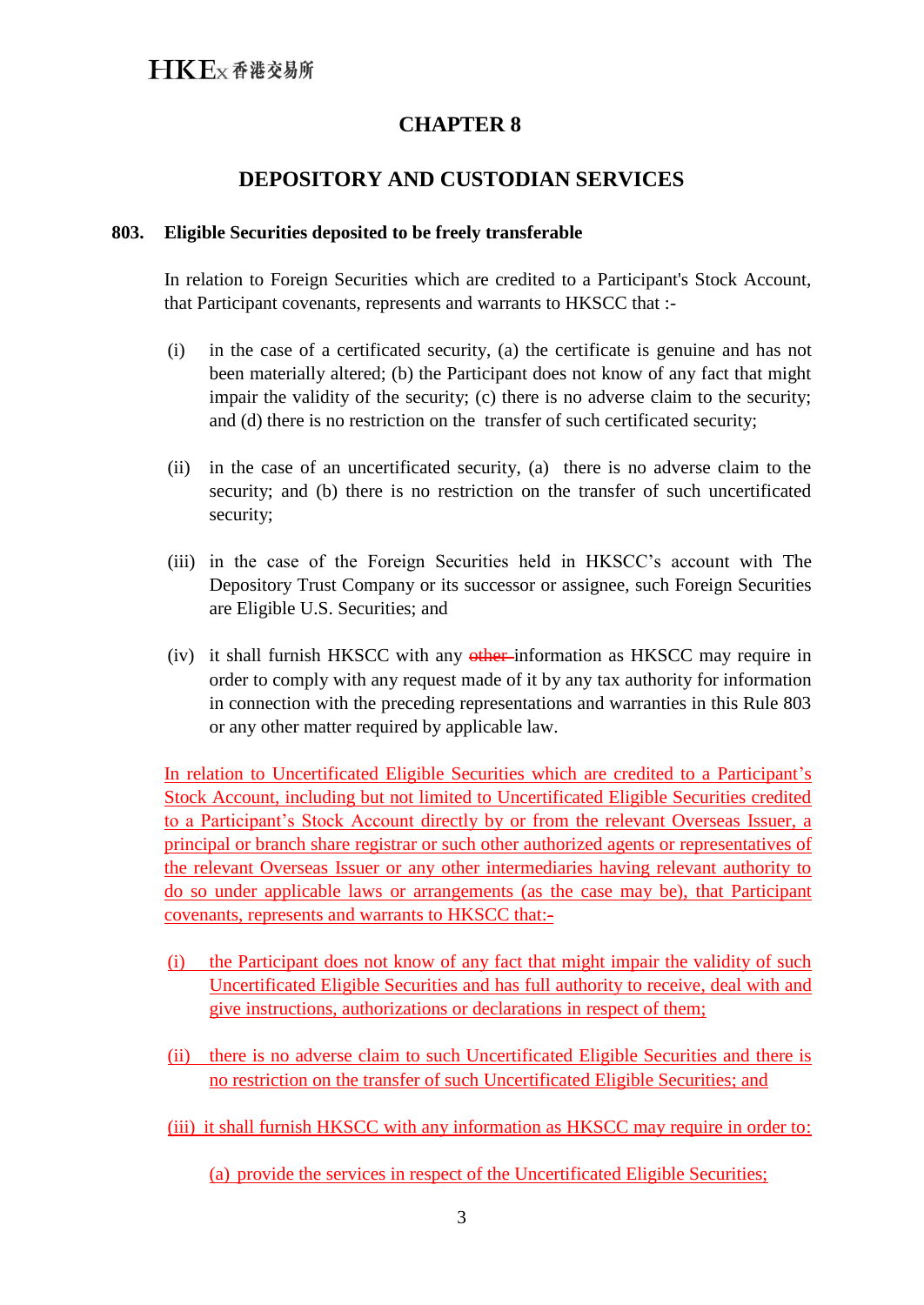# CHAPTER 8

## DEPOSITORY AND CUSTODIAN SERVICES

### 803. Eligible Securities deposited to be freely transferable

In relation to Foreign Securities which are credited to a Participant's Stock Account, that Participant covenants, represents and warrants to HKSCC that :-

(i) in the case of a certificated security, (a) the certificate is genuine and has not been materially altered; (b) the Participant does not know of any fact that might impair the validity of the security; (c) there is no adverse claim to the security; and (d) there is no restriction on the transfer of such certificated security;

(ii) in the case of an uncertificated security, (a) there is no adverse claim to the security; and (b) there is no restriction on the transfer of such uncertificated security;

(iii) in the case of the Foreign Securities held in HKSCC's account with The Depository Trust Company or its successor or assignee, such Foreign Securities are Eligible U.S. Securities; and

(iv) it shall furnish HKSCC with any ~~other~~ information as HKSCC may require in order to comply with any request made of it by any tax authority for information in connection with the preceding representations and warranties in this Rule 803 or any other matter required by applicable law.

In relation to Uncertificated Eligible Securities which are credited to a Participant's Stock Account, including but not limited to Uncertificated Eligible Securities credited to a Participant's Stock Account directly by or from the relevant Overseas Issuer, a principal or branch share registrar or such other authorized agents or representatives of the relevant Overseas Issuer or any other intermediaries having relevant authority to do so under applicable laws or arrangements (as the case may be), that Participant covenants, represents and warrants to HKSCC that:-

(i) the Participant does not know of any fact that might impair the validity of such Uncertificated Eligible Securities and has full authority to receive, deal with and give instructions, authorizations or declarations in respect of them;

(ii) there is no adverse claim to such Uncertificated Eligible Securities and there is no restriction on the transfer of such Uncertificated Eligible Securities; and

(iii) it shall furnish HKSCC with any information as HKSCC may require in order to:

(a) provide the services in respect of the Uncertificated Eligible Securities;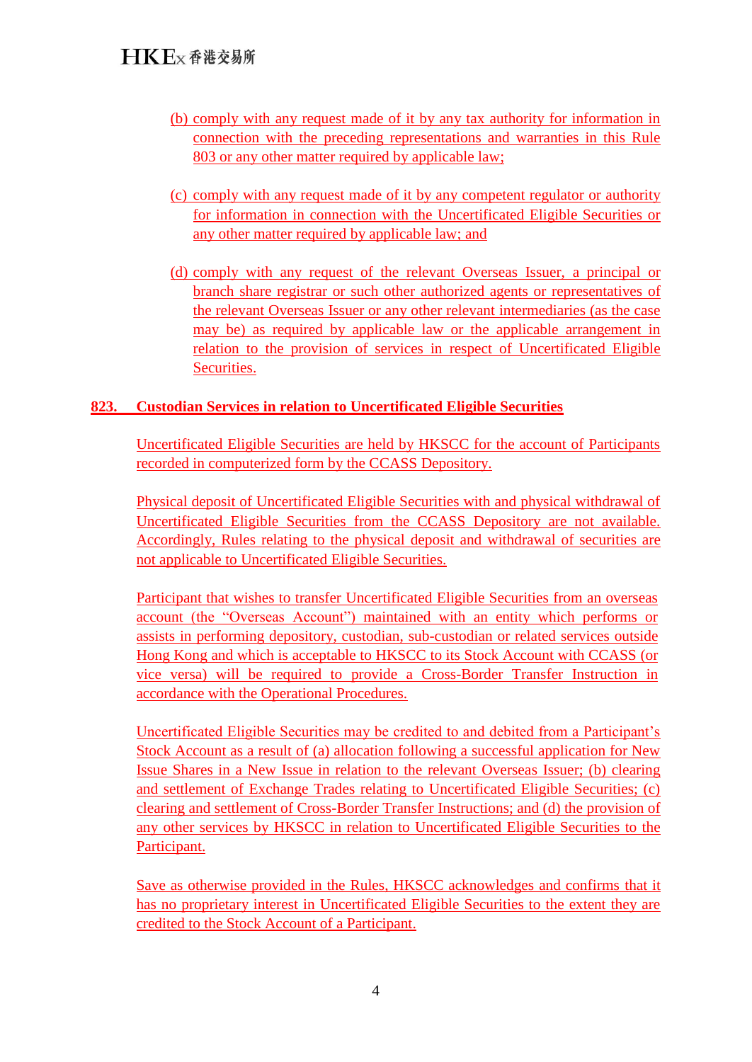(b) comply with any request made of it by any tax authority for information in connection with the preceding representations and warranties in this Rule 803 or any other matter required by applicable law;

(c) comply with any request made of it by any competent regulator or authority for information in connection with the Uncertificated Eligible Securities or any other matter required by applicable law; and

(d) comply with any request of the relevant Overseas Issuer, a principal or branch share registrar or such other authorized agents or representatives of the relevant Overseas Issuer or any other relevant intermediaries (as the case may be) as required by applicable law or the applicable arrangement in relation to the provision of services in respect of Uncertificated Eligible Securities.

## 823. Custodian Services in relation to Uncertificated Eligible Securities

Uncertificated Eligible Securities are held by HKSCC for the account of Participants recorded in computerized form by the CCASS Depository.

Physical deposit of Uncertificated Eligible Securities with and physical withdrawal of Uncertificated Eligible Securities from the CCASS Depository are not available. Accordingly, Rules relating to the physical deposit and withdrawal of securities are not applicable to Uncertificated Eligible Securities.

Participant that wishes to transfer Uncertificated Eligible Securities from an overseas account (the "Overseas Account") maintained with an entity which performs or assists in performing depository, custodian, sub-custodian or related services outside Hong Kong and which is acceptable to HKSCC to its Stock Account with CCASS (or vice versa) will be required to provide a Cross-Border Transfer Instruction in accordance with the Operational Procedures.

Uncertificated Eligible Securities may be credited to and debited from a Participant's Stock Account as a result of (a) allocation following a successful application for New Issue Shares in a New Issue in relation to the relevant Overseas Issuer; (b) clearing and settlement of Exchange Trades relating to Uncertificated Eligible Securities; (c) clearing and settlement of Cross-Border Transfer Instructions; and (d) the provision of any other services by HKSCC in relation to Uncertificated Eligible Securities to the Participant.

Save as otherwise provided in the Rules, HKSCC acknowledges and confirms that it has no proprietary interest in Uncertificated Eligible Securities to the extent they are credited to the Stock Account of a Participant.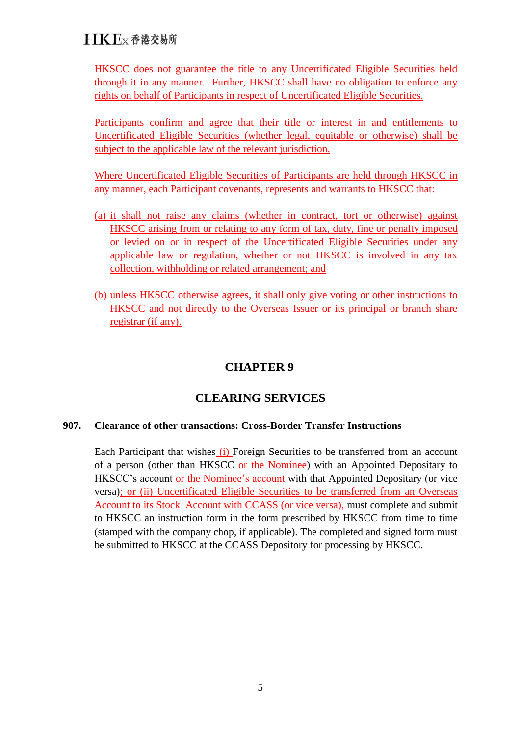HKSCC does not guarantee the title to any Uncertificated Eligible Securities held through it in any manner. Further, HKSCC shall have no obligation to enforce any rights on behalf of Participants in respect of Uncertificated Eligible Securities.

Participants confirm and agree that their title or interest in and entitlements to Uncertificated Eligible Securities (whether legal, equitable or otherwise) shall be subject to the applicable law of the relevant jurisdiction.

Where Uncertificated Eligible Securities of Participants are held through HKSCC in any manner, each Participant covenants, represents and warrants to HKSCC that:

(a) it shall not raise any claims (whether in contract, tort or otherwise) against HKSCC arising from or relating to any form of tax, duty, fine or penalty imposed or levied on or in respect of the Uncertificated Eligible Securities under any applicable law or regulation, whether or not HKSCC is involved in any tax collection, withholding or related arrangement; and

(b) unless HKSCC otherwise agrees, it shall only give voting or other instructions to HKSCC and not directly to the Overseas Issuer or its principal or branch share registrar (if any).

# CHAPTER 9

# CLEARING SERVICES

**907. Clearance of other transactions: Cross-Border Transfer Instructions**

Each Participant that wishes (i) Foreign Securities to be transferred from an account of a person (other than HKSCC or the Nominee) with an Appointed Depositary to HKSCC's account or the Nominee's account with that Appointed Depositary (or vice versa); or (ii) Uncertificated Eligible Securities to be transferred from an Overseas Account to its Stock Account with CCASS (or vice versa), must complete and submit to HKSCC an instruction form in the form prescribed by HKSCC from time to time (stamped with the company chop, if applicable). The completed and signed form must be submitted to HKSCC at the CCASS Depository for processing by HKSCC.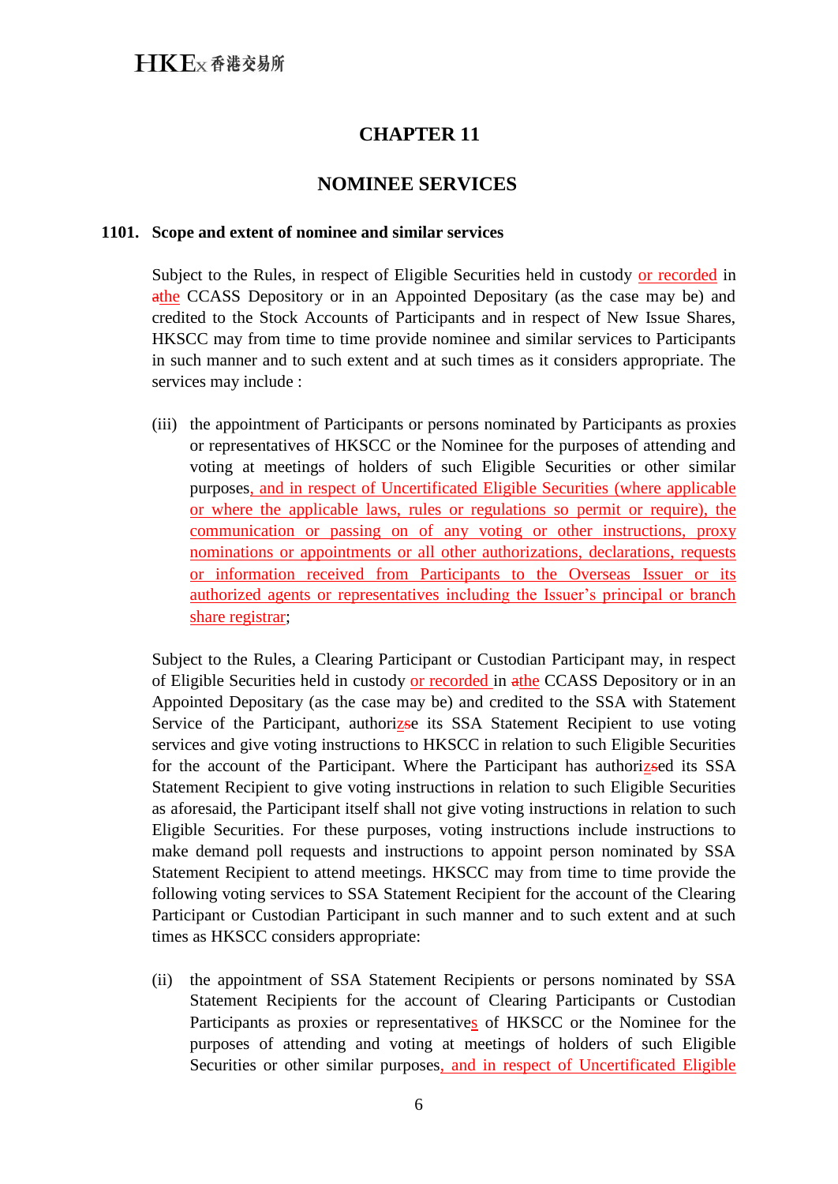# CHAPTER 11

## NOMINEE SERVICES

**1101. Scope and extent of nominee and similar services**

Subject to the Rules, in respect of Eligible Securities held in custody or recorded in athe CCASS Depository or in an Appointed Depositary (as the case may be) and credited to the Stock Accounts of Participants and in respect of New Issue Shares, HKSCC may from time to time provide nominee and similar services to Participants in such manner and to such extent and at such times as it considers appropriate. The services may include :

(iii) the appointment of Participants or persons nominated by Participants as proxies or representatives of HKSCC or the Nominee for the purposes of attending and voting at meetings of holders of such Eligible Securities or other similar purposes, and in respect of Uncertificated Eligible Securities (where applicable or where the applicable laws, rules or regulations so permit or require), the communication or passing on of any voting or other instructions, proxy nominations or appointments or all other authorizations, declarations, requests or information received from Participants to the Overseas Issuer or its authorized agents or representatives including the Issuer's principal or branch share registrar;

Subject to the Rules, a Clearing Participant or Custodian Participant may, in respect of Eligible Securities held in custody or recorded in athe CCASS Depository or in an Appointed Depositary (as the case may be) and credited to the SSA with Statement Service of the Participant, authorizse its SSA Statement Recipient to use voting services and give voting instructions to HKSCC in relation to such Eligible Securities for the account of the Participant. Where the Participant has authorizsed its SSA Statement Recipient to give voting instructions in relation to such Eligible Securities as aforesaid, the Participant itself shall not give voting instructions in relation to such Eligible Securities. For these purposes, voting instructions include instructions to make demand poll requests and instructions to appoint person nominated by SSA Statement Recipient to attend meetings. HKSCC may from time to time provide the following voting services to SSA Statement Recipient for the account of the Clearing Participant or Custodian Participant in such manner and to such extent and at such times as HKSCC considers appropriate:

(ii) the appointment of SSA Statement Recipients or persons nominated by SSA Statement Recipients for the account of Clearing Participants or Custodian Participants as proxies or representatives of HKSCC or the Nominee for the purposes of attending and voting at meetings of holders of such Eligible Securities or other similar purposes, and in respect of Uncertificated Eligible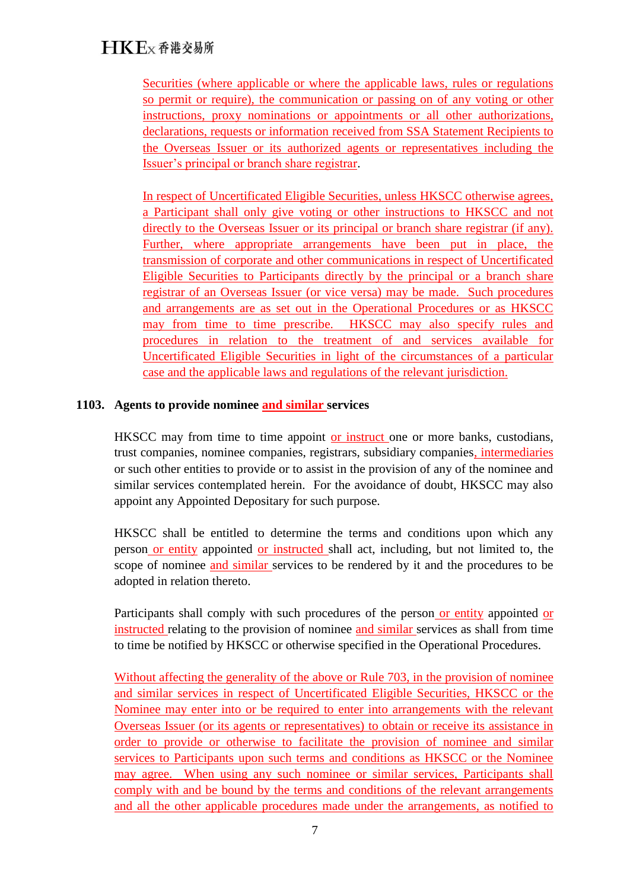Securities (where applicable or where the applicable laws, rules or regulations so permit or require), the communication or passing on of any voting or other instructions, proxy nominations or appointments or all other authorizations, declarations, requests or information received from SSA Statement Recipients to the Overseas Issuer or its authorized agents or representatives including the Issuer's principal or branch share registrar.

In respect of Uncertificated Eligible Securities, unless HKSCC otherwise agrees, a Participant shall only give voting or other instructions to HKSCC and not directly to the Overseas Issuer or its principal or branch share registrar (if any). Further, where appropriate arrangements have been put in place, the transmission of corporate and other communications in respect of Uncertificated Eligible Securities to Participants directly by the principal or a branch share registrar of an Overseas Issuer (or vice versa) may be made. Such procedures and arrangements are as set out in the Operational Procedures or as HKSCC may from time to time prescribe. HKSCC may also specify rules and procedures in relation to the treatment of and services available for Uncertificated Eligible Securities in light of the circumstances of a particular case and the applicable laws and regulations of the relevant jurisdiction.

**1103. Agents to provide nominee and similar services**

HKSCC may from time to time appoint or instruct one or more banks, custodians, trust companies, nominee companies, registrars, subsidiary companies, intermediaries or such other entities to provide or to assist in the provision of any of the nominee and similar services contemplated herein. For the avoidance of doubt, HKSCC may also appoint any Appointed Depositary for such purpose.

HKSCC shall be entitled to determine the terms and conditions upon which any person or entity appointed or instructed shall act, including, but not limited to, the scope of nominee and similar services to be rendered by it and the procedures to be adopted in relation thereto.

Participants shall comply with such procedures of the person or entity appointed or instructed relating to the provision of nominee and similar services as shall from time to time be notified by HKSCC or otherwise specified in the Operational Procedures.

Without affecting the generality of the above or Rule 703, in the provision of nominee and similar services in respect of Uncertificated Eligible Securities, HKSCC or the Nominee may enter into or be required to enter into arrangements with the relevant Overseas Issuer (or its agents or representatives) to obtain or receive its assistance in order to provide or otherwise to facilitate the provision of nominee and similar services to Participants upon such terms and conditions as HKSCC or the Nominee may agree. When using any such nominee or similar services, Participants shall comply with and be bound by the terms and conditions of the relevant arrangements and all the other applicable procedures made under the arrangements, as notified to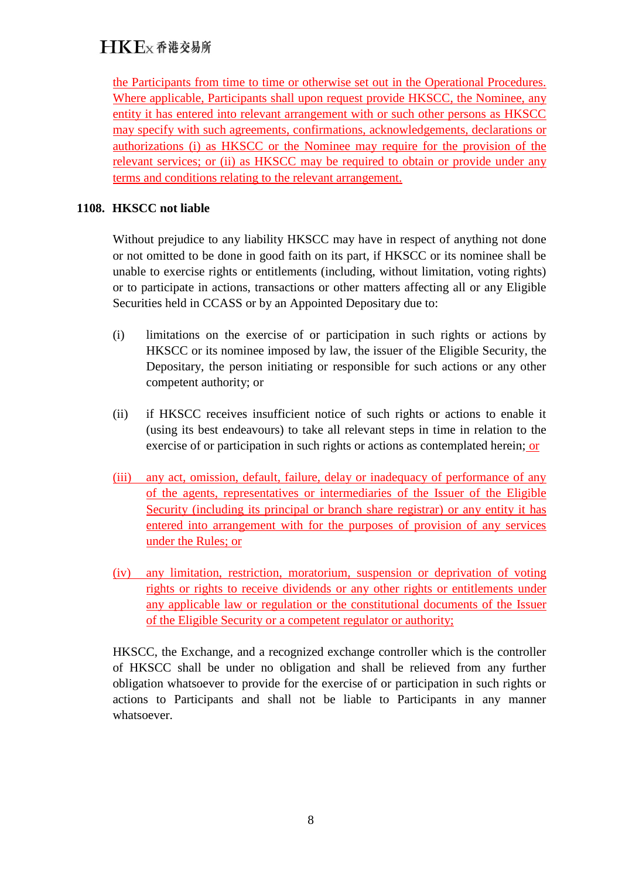the Participants from time to time or otherwise set out in the Operational Procedures. Where applicable, Participants shall upon request provide HKSCC, the Nominee, any entity it has entered into relevant arrangement with or such other persons as HKSCC may specify with such agreements, confirmations, acknowledgements, declarations or authorizations (i) as HKSCC or the Nominee may require for the provision of the relevant services; or (ii) as HKSCC may be required to obtain or provide under any terms and conditions relating to the relevant arrangement.

**1108. HKSCC not liable**

Without prejudice to any liability HKSCC may have in respect of anything not done or not omitted to be done in good faith on its part, if HKSCC or its nominee shall be unable to exercise rights or entitlements (including, without limitation, voting rights) or to participate in actions, transactions or other matters affecting all or any Eligible Securities held in CCASS or by an Appointed Depositary due to:

(i) limitations on the exercise of or participation in such rights or actions by HKSCC or its nominee imposed by law, the issuer of the Eligible Security, the Depositary, the person initiating or responsible for such actions or any other competent authority; or

(ii) if HKSCC receives insufficient notice of such rights or actions to enable it (using its best endeavours) to take all relevant steps in time in relation to the exercise of or participation in such rights or actions as contemplated herein; or

(iii) any act, omission, default, failure, delay or inadequacy of performance of any of the agents, representatives or intermediaries of the Issuer of the Eligible Security (including its principal or branch share registrar) or any entity it has entered into arrangement with for the purposes of provision of any services under the Rules; or

(iv) any limitation, restriction, moratorium, suspension or deprivation of voting rights or rights to receive dividends or any other rights or entitlements under any applicable law or regulation or the constitutional documents of the Issuer of the Eligible Security or a competent regulator or authority;

HKSCC, the Exchange, and a recognized exchange controller which is the controller of HKSCC shall be under no obligation and shall be relieved from any further obligation whatsoever to provide for the exercise of or participation in such rights or actions to Participants and shall not be liable to Participants in any manner whatsoever.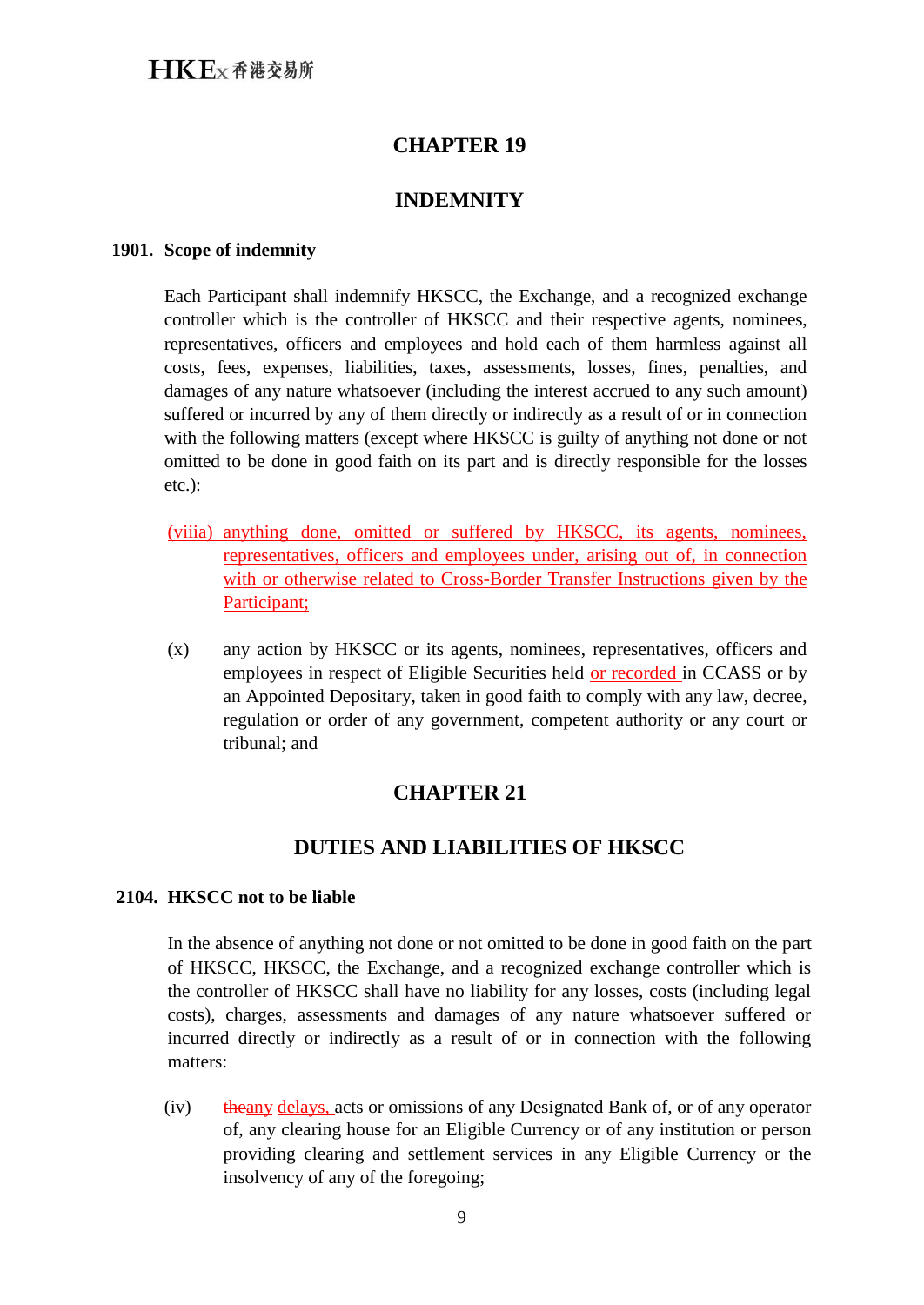# CHAPTER 19

# INDEMNITY

**1901. Scope of indemnity**

Each Participant shall indemnify HKSCC, the Exchange, and a recognized exchange controller which is the controller of HKSCC and their respective agents, nominees, representatives, officers and employees and hold each of them harmless against all costs, fees, expenses, liabilities, taxes, assessments, losses, fines, penalties, and damages of any nature whatsoever (including the interest accrued to any such amount) suffered or incurred by any of them directly or indirectly as a result of or in connection with the following matters (except where HKSCC is guilty of anything not done or not omitted to be done in good faith on its part and is directly responsible for the losses etc.):

(viiia) anything done, omitted or suffered by HKSCC, its agents, nominees, representatives, officers and employees under, arising out of, in connection with or otherwise related to Cross-Border Transfer Instructions given by the Participant;

(x) any action by HKSCC or its agents, nominees, representatives, officers and employees in respect of Eligible Securities held or recorded in CCASS or by an Appointed Depositary, taken in good faith to comply with any law, decree, regulation or order of any government, competent authority or any court or tribunal; and

# CHAPTER 21

# DUTIES AND LIABILITIES OF HKSCC

**2104. HKSCC not to be liable**

In the absence of anything not done or not omitted to be done in good faith on the part of HKSCC, HKSCC, the Exchange, and a recognized exchange controller which is the controller of HKSCC shall have no liability for any losses, costs (including legal costs), charges, assessments and damages of any nature whatsoever suffered or incurred directly or indirectly as a result of or in connection with the following matters:

(iv) ~~the~~any delays, acts or omissions of any Designated Bank of, or of any operator of, any clearing house for an Eligible Currency or of any institution or person providing clearing and settlement services in any Eligible Currency or the insolvency of any of the foregoing;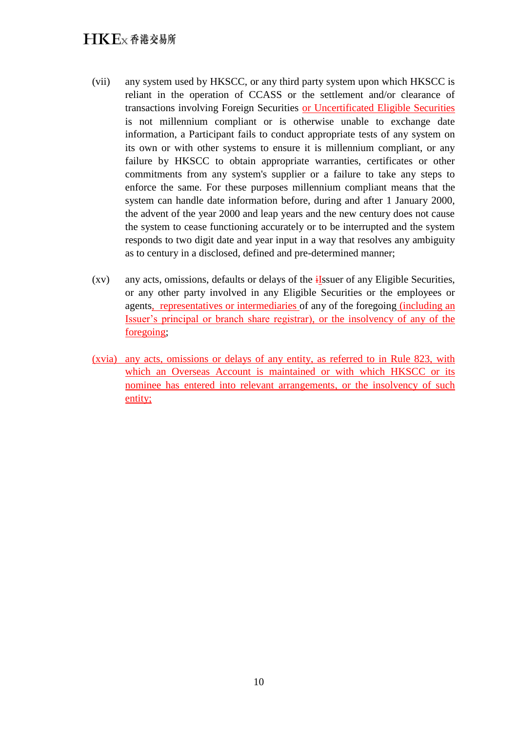(vii) any system used by HKSCC, or any third party system upon which HKSCC is reliant in the operation of CCASS or the settlement and/or clearance of transactions involving Foreign Securities or Uncertificated Eligible Securities is not millennium compliant or is otherwise unable to exchange date information, a Participant fails to conduct appropriate tests of any system on its own or with other systems to ensure it is millennium compliant, or any failure by HKSCC to obtain appropriate warranties, certificates or other commitments from any system's supplier or a failure to take any steps to enforce the same. For these purposes millennium compliant means that the system can handle date information before, during and after 1 January 2000, the advent of the year 2000 and leap years and the new century does not cause the system to cease functioning accurately or to be interrupted and the system responds to two digit date and year input in a way that resolves any ambiguity as to century in a disclosed, defined and pre-determined manner;

(xv) any acts, omissions, defaults or delays of the ~~i~~Issuer of any Eligible Securities, or any other party involved in any Eligible Securities or the employees or agents, representatives or intermediaries of any of the foregoing (including an Issuer's principal or branch share registrar), or the insolvency of any of the foregoing;

(xvia) any acts, omissions or delays of any entity, as referred to in Rule 823, with which an Overseas Account is maintained or with which HKSCC or its nominee has entered into relevant arrangements, or the insolvency of such entity;